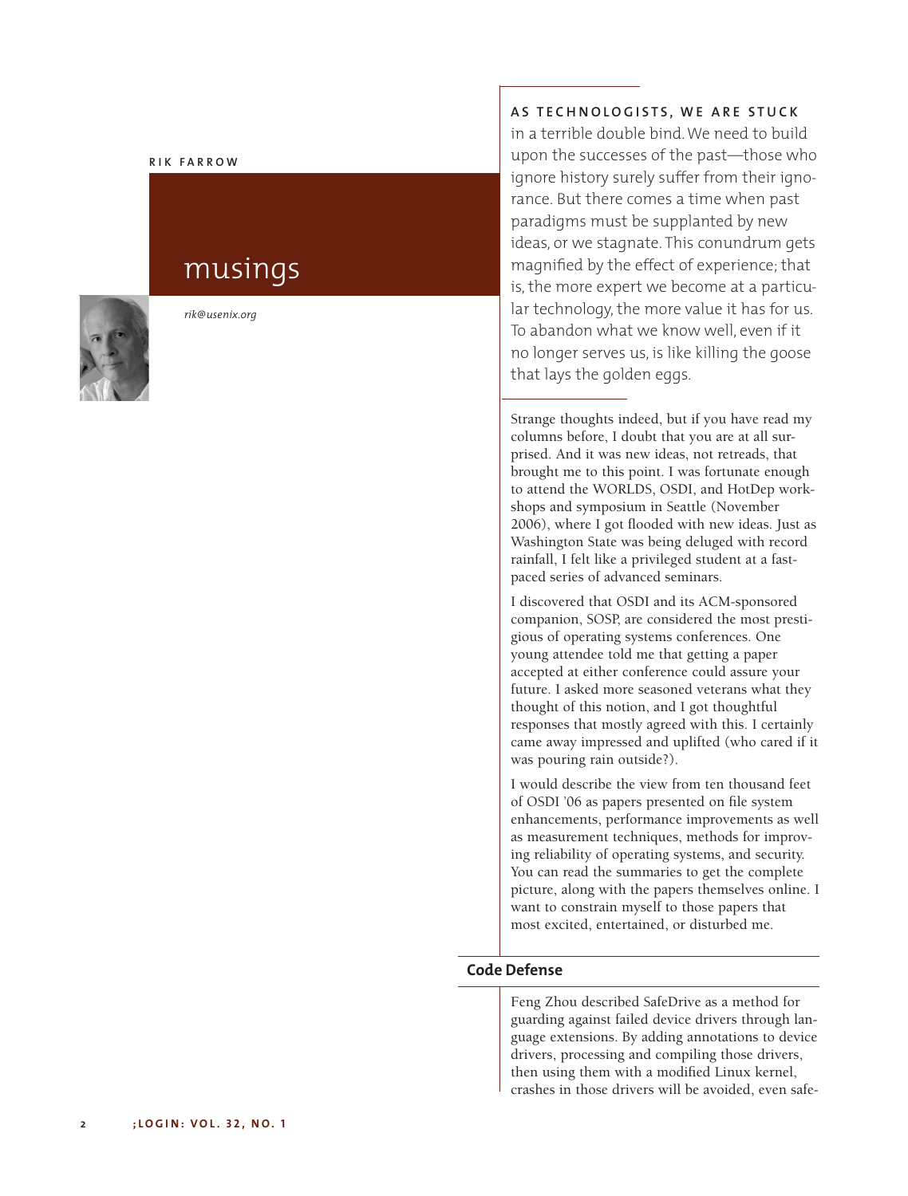**RIK FARROW**

# musings

*rik@usenix.org*

**AS TECHNOLOGISTS, WE ARE STUCK** in a terrible double bind. We need to build upon the successes of the past—those who ignore history surely suffer from their ignorance. But there comes a time when past paradigms must be supplanted by new ideas, or we stagnate. This conundrum gets magnified by the effect of experience; that is, the more expert we become at a particular technology, the more value it has for us. To abandon what we know well, even if it no longer serves us, is like killing the goose that lays the golden eggs.

Strange thoughts indeed, but if you have read my columns before, I doubt that you are at all surprised. And it was new ideas, not retreads, that brought me to this point. I was fortunate enough to attend the WORLDS, OSDI, and HotDep workshops and symposium in Seattle (November 2006), where I got flooded with new ideas. Just as Washington State was being deluged with record rainfall, I felt like a privileged student at a fast-paced series of advanced seminars.

I discovered that OSDI and its ACM-sponsored companion, SOSP, are considered the most prestigious of operating systems conferences. One young attendee told me that getting a paper accepted at either conference could assure your future. I asked more seasoned veterans what they thought of this notion, and I got thoughtful responses that mostly agreed with this. I certainly came away impressed and uplifted (who cared if it was pouring rain outside?).

I would describe the view from ten thousand feet of OSDI '06 as papers presented on file system enhancements, performance improvements as well as measurement techniques, methods for improving reliability of operating systems, and security. You can read the summaries to get the complete picture, along with the papers themselves online. I want to constrain myself to those papers that most excited, entertained, or disturbed me.

## Code Defense

Feng Zhou described SafeDrive as a method for guarding against failed device drivers through language extensions. By adding annotations to device drivers, processing and compiling those drivers, then using them with a modified Linux kernel, crashes in those drivers will be avoided, even safe-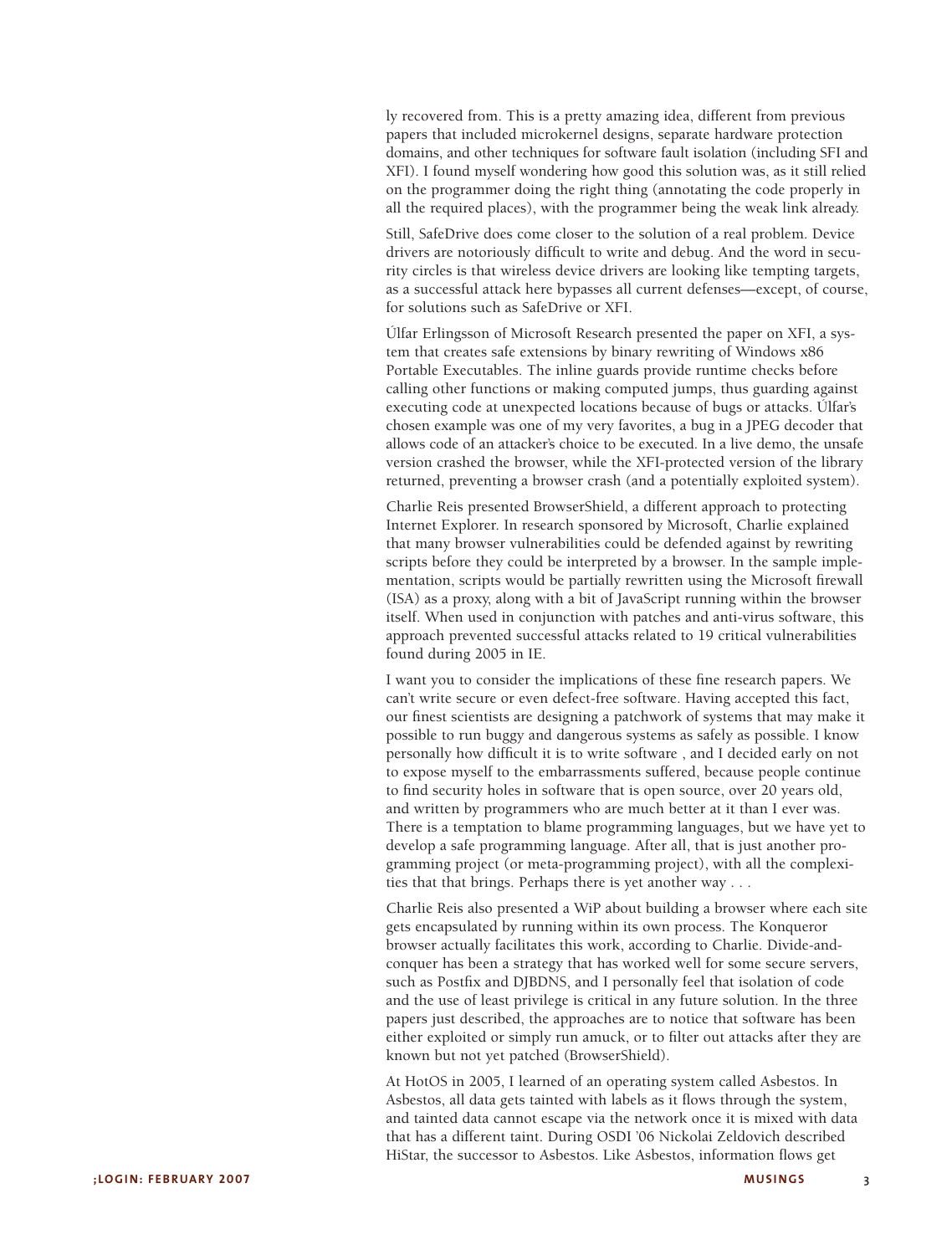ly recovered from. This is a pretty amazing idea, different from previous papers that included microkernel designs, separate hardware protection domains, and other techniques for software fault isolation (including SFI and XFI). I found myself wondering how good this solution was, as it still relied on the programmer doing the right thing (annotating the code properly in all the required places), with the programmer being the weak link already.

Still, SafeDrive does come closer to the solution of a real problem. Device drivers are notoriously difficult to write and debug. And the word in security circles is that wireless device drivers are looking like tempting targets, as a successful attack here bypasses all current defenses—except, of course, for solutions such as SafeDrive or XFI.

Úlfar Erlingsson of Microsoft Research presented the paper on XFI, a system that creates safe extensions by binary rewriting of Windows x86 Portable Executables. The inline guards provide runtime checks before calling other functions or making computed jumps, thus guarding against executing code at unexpected locations because of bugs or attacks. Úlfar's chosen example was one of my very favorites, a bug in a JPEG decoder that allows code of an attacker's choice to be executed. In a live demo, the unsafe version crashed the browser, while the XFI-protected version of the library returned, preventing a browser crash (and a potentially exploited system).

Charlie Reis presented BrowserShield, a different approach to protecting Internet Explorer. In research sponsored by Microsoft, Charlie explained that many browser vulnerabilities could be defended against by rewriting scripts before they could be interpreted by a browser. In the sample implementation, scripts would be partially rewritten using the Microsoft firewall (ISA) as a proxy, along with a bit of JavaScript running within the browser itself. When used in conjunction with patches and anti-virus software, this approach prevented successful attacks related to 19 critical vulnerabilities found during 2005 in IE.

I want you to consider the implications of these fine research papers. We can't write secure or even defect-free software. Having accepted this fact, our finest scientists are designing a patchwork of systems that may make it possible to run buggy and dangerous systems as safely as possible. I know personally how difficult it is to write software , and I decided early on not to expose myself to the embarrassments suffered, because people continue to find security holes in software that is open source, over 20 years old, and written by programmers who are much better at it than I ever was. There is a temptation to blame programming languages, but we have yet to develop a safe programming language. After all, that is just another programming project (or meta-programming project), with all the complexities that that brings. Perhaps there is yet another way . . .

Charlie Reis also presented a WiP about building a browser where each site gets encapsulated by running within its own process. The Konqueror browser actually facilitates this work, according to Charlie. Divide-and-conquer has been a strategy that has worked well for some secure servers, such as Postfix and DJBDNS, and I personally feel that isolation of code and the use of least privilege is critical in any future solution. In the three papers just described, the approaches are to notice that software has been either exploited or simply run amuck, or to filter out attacks after they are known but not yet patched (BrowserShield).

At HotOS in 2005, I learned of an operating system called Asbestos. In Asbestos, all data gets tainted with labels as it flows through the system, and tainted data cannot escape via the network once it is mixed with data that has a different taint. During OSDI '06 Nickolai Zeldovich described HiStar, the successor to Asbestos. Like Asbestos, information flows get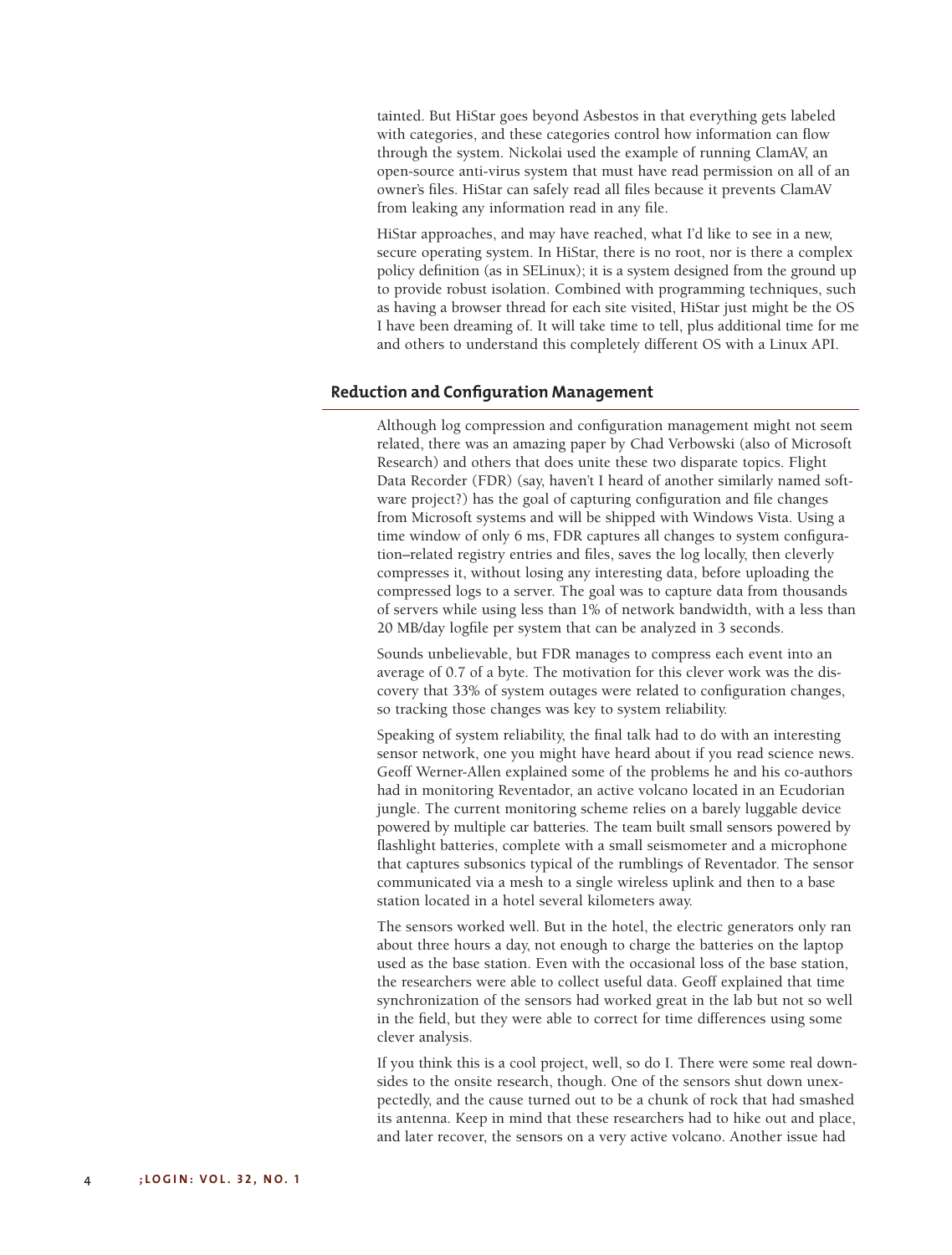tainted. But HiStar goes beyond Asbestos in that everything gets labeled with categories, and these categories control how information can flow through the system. Nickolai used the example of running ClamAV, an open-source anti-virus system that must have read permission on all of an owner's files. HiStar can safely read all files because it prevents ClamAV from leaking any information read in any file.

HiStar approaches, and may have reached, what I'd like to see in a new, secure operating system. In HiStar, there is no root, nor is there a complex policy definition (as in SELinux); it is a system designed from the ground up to provide robust isolation. Combined with programming techniques, such as having a browser thread for each site visited, HiStar just might be the OS I have been dreaming of. It will take time to tell, plus additional time for me and others to understand this completely different OS with a Linux API.

## Reduction and Configuration Management

Although log compression and configuration management might not seem related, there was an amazing paper by Chad Verbowski (also of Microsoft Research) and others that does unite these two disparate topics. Flight Data Recorder (FDR) (say, haven't I heard of another similarly named software project?) has the goal of capturing configuration and file changes from Microsoft systems and will be shipped with Windows Vista. Using a time window of only 6 ms, FDR captures all changes to system configuration–related registry entries and files, saves the log locally, then cleverly compresses it, without losing any interesting data, before uploading the compressed logs to a server. The goal was to capture data from thousands of servers while using less than 1% of network bandwidth, with a less than 20 MB/day logfile per system that can be analyzed in 3 seconds.

Sounds unbelievable, but FDR manages to compress each event into an average of 0.7 of a byte. The motivation for this clever work was the discovery that 33% of system outages were related to configuration changes, so tracking those changes was key to system reliability.

Speaking of system reliability, the final talk had to do with an interesting sensor network, one you might have heard about if you read science news. Geoff Werner-Allen explained some of the problems he and his co-authors had in monitoring Reventador, an active volcano located in an Ecudorian jungle. The current monitoring scheme relies on a barely luggable device powered by multiple car batteries. The team built small sensors powered by flashlight batteries, complete with a small seismometer and a microphone that captures subsonics typical of the rumblings of Reventador. The sensor communicated via a mesh to a single wireless uplink and then to a base station located in a hotel several kilometers away.

The sensors worked well. But in the hotel, the electric generators only ran about three hours a day, not enough to charge the batteries on the laptop used as the base station. Even with the occasional loss of the base station, the researchers were able to collect useful data. Geoff explained that time synchronization of the sensors had worked great in the lab but not so well in the field, but they were able to correct for time differences using some clever analysis.

If you think this is a cool project, well, so do I. There were some real downsides to the onsite research, though. One of the sensors shut down unexpectedly, and the cause turned out to be a chunk of rock that had smashed its antenna. Keep in mind that these researchers had to hike out and place, and later recover, the sensors on a very active volcano. Another issue had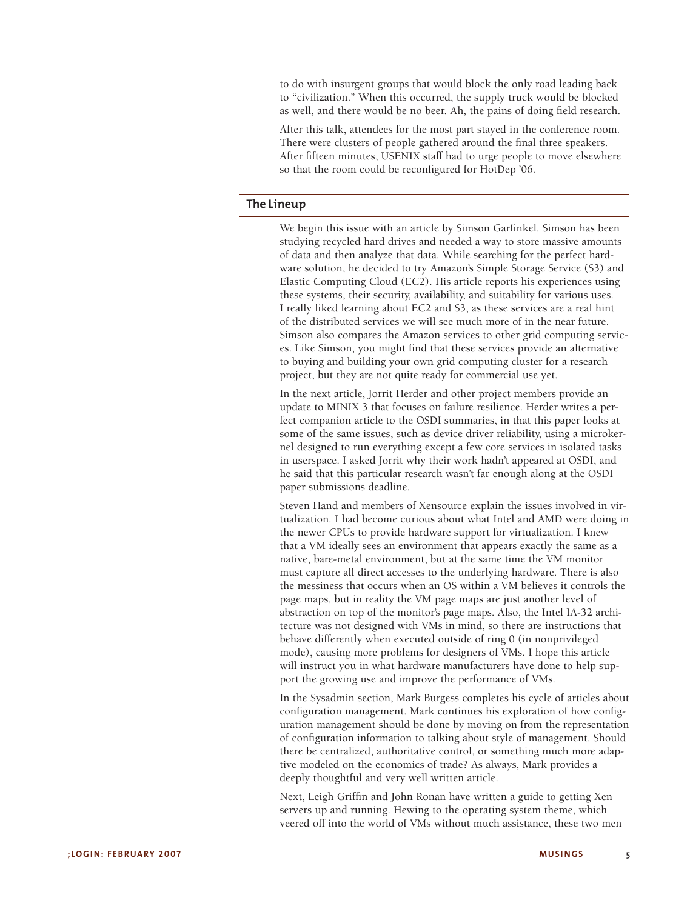to do with insurgent groups that would block the only road leading back to "civilization." When this occurred, the supply truck would be blocked as well, and there would be no beer. Ah, the pains of doing field research.

After this talk, attendees for the most part stayed in the conference room. There were clusters of people gathered around the final three speakers. After fifteen minutes, USENIX staff had to urge people to move elsewhere so that the room could be reconfigured for HotDep '06.

## The Lineup

We begin this issue with an article by Simson Garfinkel. Simson has been studying recycled hard drives and needed a way to store massive amounts of data and then analyze that data. While searching for the perfect hardware solution, he decided to try Amazon's Simple Storage Service (S3) and Elastic Computing Cloud (EC2). His article reports his experiences using these systems, their security, availability, and suitability for various uses. I really liked learning about EC2 and S3, as these services are a real hint of the distributed services we will see much more of in the near future. Simson also compares the Amazon services to other grid computing services. Like Simson, you might find that these services provide an alternative to buying and building your own grid computing cluster for a research project, but they are not quite ready for commercial use yet.

In the next article, Jorrit Herder and other project members provide an update to MINIX 3 that focuses on failure resilience. Herder writes a perfect companion article to the OSDI summaries, in that this paper looks at some of the same issues, such as device driver reliability, using a microkernel designed to run everything except a few core services in isolated tasks in userspace. I asked Jorrit why their work hadn't appeared at OSDI, and he said that this particular research wasn't far enough along at the OSDI paper submissions deadline.

Steven Hand and members of Xensource explain the issues involved in virtualization. I had become curious about what Intel and AMD were doing in the newer CPUs to provide hardware support for virtualization. I knew that a VM ideally sees an environment that appears exactly the same as a native, bare-metal environment, but at the same time the VM monitor must capture all direct accesses to the underlying hardware. There is also the messiness that occurs when an OS within a VM believes it controls the page maps, but in reality the VM page maps are just another level of abstraction on top of the monitor's page maps. Also, the Intel IA-32 architecture was not designed with VMs in mind, so there are instructions that behave differently when executed outside of ring 0 (in nonprivileged mode), causing more problems for designers of VMs. I hope this article will instruct you in what hardware manufacturers have done to help support the growing use and improve the performance of VMs.

In the Sysadmin section, Mark Burgess completes his cycle of articles about configuration management. Mark continues his exploration of how configuration management should be done by moving on from the representation of configuration information to talking about style of management. Should there be centralized, authoritative control, or something much more adaptive modeled on the economics of trade? As always, Mark provides a deeply thoughtful and very well written article.

Next, Leigh Griffin and John Ronan have written a guide to getting Xen servers up and running. Hewing to the operating system theme, which veered off into the world of VMs without much assistance, these two men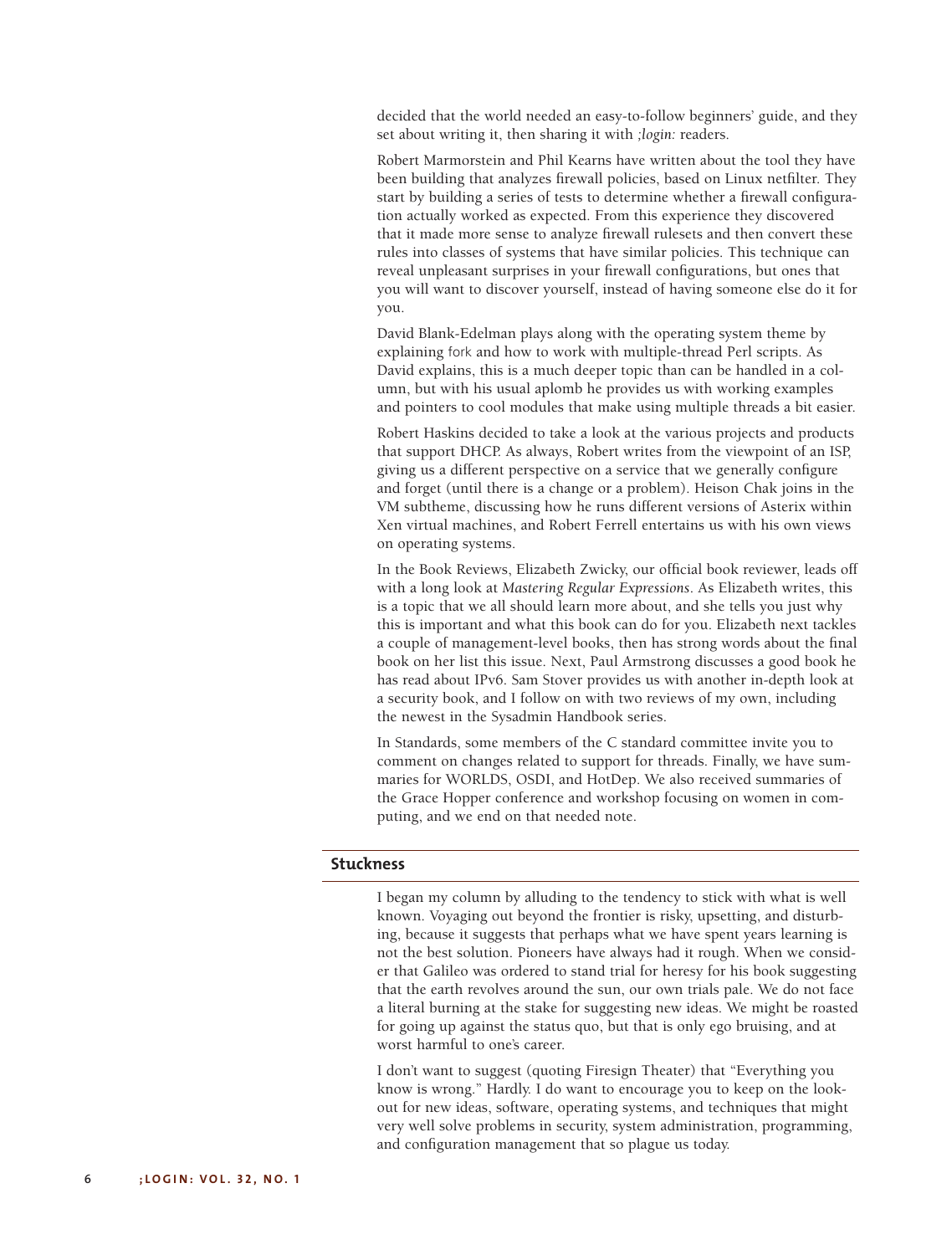decided that the world needed an easy-to-follow beginners' guide, and they set about writing it, then sharing it with *;login:* readers.

Robert Marmorstein and Phil Kearns have written about the tool they have been building that analyzes firewall policies, based on Linux netfilter. They start by building a series of tests to determine whether a firewall configuration actually worked as expected. From this experience they discovered that it made more sense to analyze firewall rulesets and then convert these rules into classes of systems that have similar policies. This technique can reveal unpleasant surprises in your firewall configurations, but ones that you will want to discover yourself, instead of having someone else do it for you.

David Blank-Edelman plays along with the operating system theme by explaining `fork` and how to work with multiple-thread Perl scripts. As David explains, this is a much deeper topic than can be handled in a column, but with his usual aplomb he provides us with working examples and pointers to cool modules that make using multiple threads a bit easier.

Robert Haskins decided to take a look at the various projects and products that support DHCP. As always, Robert writes from the viewpoint of an ISP, giving us a different perspective on a service that we generally configure and forget (until there is a change or a problem). Heison Chak joins in the VM subtheme, discussing how he runs different versions of Asterix within Xen virtual machines, and Robert Ferrell entertains us with his own views on operating systems.

In the Book Reviews, Elizabeth Zwicky, our official book reviewer, leads off with a long look at *Mastering Regular Expressions*. As Elizabeth writes, this is a topic that we all should learn more about, and she tells you just why this is important and what this book can do for you. Elizabeth next tackles a couple of management-level books, then has strong words about the final book on her list this issue. Next, Paul Armstrong discusses a good book he has read about IPv6. Sam Stover provides us with another in-depth look at a security book, and I follow on with two reviews of my own, including the newest in the Sysadmin Handbook series.

In Standards, some members of the C standard committee invite you to comment on changes related to support for threads. Finally, we have summaries for WORLDS, OSDI, and HotDep. We also received summaries of the Grace Hopper conference and workshop focusing on women in computing, and we end on that needed note.

## Stuckness

I began my column by alluding to the tendency to stick with what is well known. Voyaging out beyond the frontier is risky, upsetting, and disturbing, because it suggests that perhaps what we have spent years learning is not the best solution. Pioneers have always had it rough. When we consider that Galileo was ordered to stand trial for heresy for his book suggesting that the earth revolves around the sun, our own trials pale. We do not face a literal burning at the stake for suggesting new ideas. We might be roasted for going up against the status quo, but that is only ego bruising, and at worst harmful to one's career.

I don't want to suggest (quoting Firesign Theater) that "Everything you know is wrong." Hardly. I do want to encourage you to keep on the lookout for new ideas, software, operating systems, and techniques that might very well solve problems in security, system administration, programming, and configuration management that so plague us today.